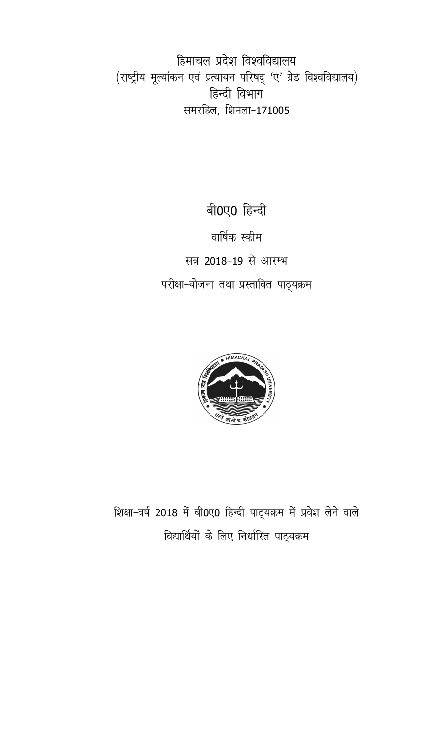# हिमाचल प्रदेश विश्वविद्यालय

(राष्ट्रीय मूल्यांकन एवं प्रत्यायन परिषद् 'ए' ग्रेड विश्वविद्यालय)

हिन्दी विभाग

समरहिल, शिमला-171005

## बी0ए0 हिन्दी

वार्षिक स्कीम

सत्र 2018-19 से आरम्भ

परीक्षा-योजना तथा प्रस्तावित पाठ्यक्रम

शिक्षा-वर्ष 2018 में बी0ए0 हिन्दी पाठ्यक्रम में प्रवेश लेने वाले विद्यार्थियों के लिए निर्धारित पाठ्यक्रम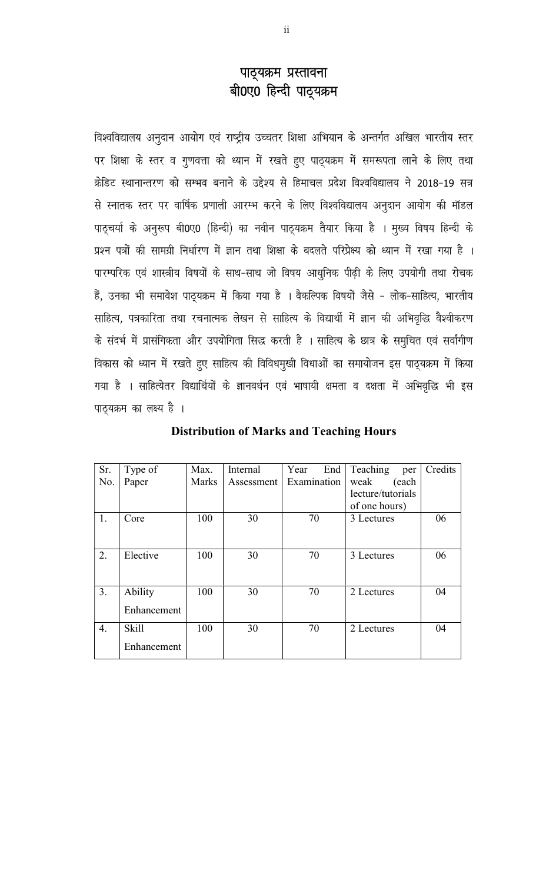# पाठ्यक्रम प्रस्तावना
# बी0ए0 हिन्दी पाठ्यक्रम

विश्वविद्यालय अनुदान आयोग एवं राष्ट्रीय उच्चतर शिक्षा अभियान के अन्तर्गत अखिल भारतीय स्तर पर शिक्षा के स्तर व गुणवत्ता को ध्यान में रखते हुए पाठ्यक्रम में समरूपता लाने के लिए तथा क्रेडिट स्थानान्तरण को सम्भव बनाने के उद्देश्य से हिमाचल प्रदेश विश्वविद्यालय ने 2018-19 सत्र से स्नातक स्तर पर वार्षिक प्रणाली आरम्भ करने के लिए विश्वविद्यालय अनुदान आयोग की मॉडल पाठ्चर्या के अनुरूप बी0ए0 (हिन्दी) का नवीन पाठ्यक्रम तैयार किया है । मुख्य विषय हिन्दी के प्रश्न पत्रों की सामग्री निर्धारण में ज्ञान तथा शिक्षा के बदलते परिप्रेक्ष्य को ध्यान में रखा गया है । पारम्परिक एवं शास्त्रीय विषयों के साथ-साथ जो विषय आधुनिक पीढ़ी के लिए उपयोगी तथा रोचक हैं, उनका भी समावेश पाठ्यक्रम में किया गया है । वैकल्पिक विषयों जैसे - लोक-साहित्य, भारतीय साहित्य, पत्रकारिता तथा रचनात्मक लेखन से साहित्य के विद्यार्थी में ज्ञान की अभिवृद्धि वैश्वीकरण के संदर्भ में प्रासंगिकता और उपयोगिता सिद्ध करती है । साहित्य के छात्र के समुचित एवं सर्वांगीण विकास को ध्यान में रखते हुए साहित्य की विविधमुखी विधाओं का समायोजन इस पाठ्यक्रम में किया गया है । साहित्येतर विद्यार्थियों के ज्ञानवर्धन एवं भाषायी क्षमता व दक्षता में अभिवृद्धि भी इस पाठ्यक्रम का लक्ष्य है ।

**Distribution of Marks and Teaching Hours**

| Sr. No. | Type of Paper | Max. Marks | Internal Assessment | Year End Examination | Teaching per weak (each lecture/tutorials of one hours) | Credits |
|---|---|---|---|---|---|---|
| 1. | Core | 100 | 30 | 70 | 3 Lectures | 06 |
| 2. | Elective | 100 | 30 | 70 | 3 Lectures | 06 |
| 3. | Ability Enhancement | 100 | 30 | 70 | 2 Lectures | 04 |
| 4. | Skill Enhancement | 100 | 30 | 70 | 2 Lectures | 04 |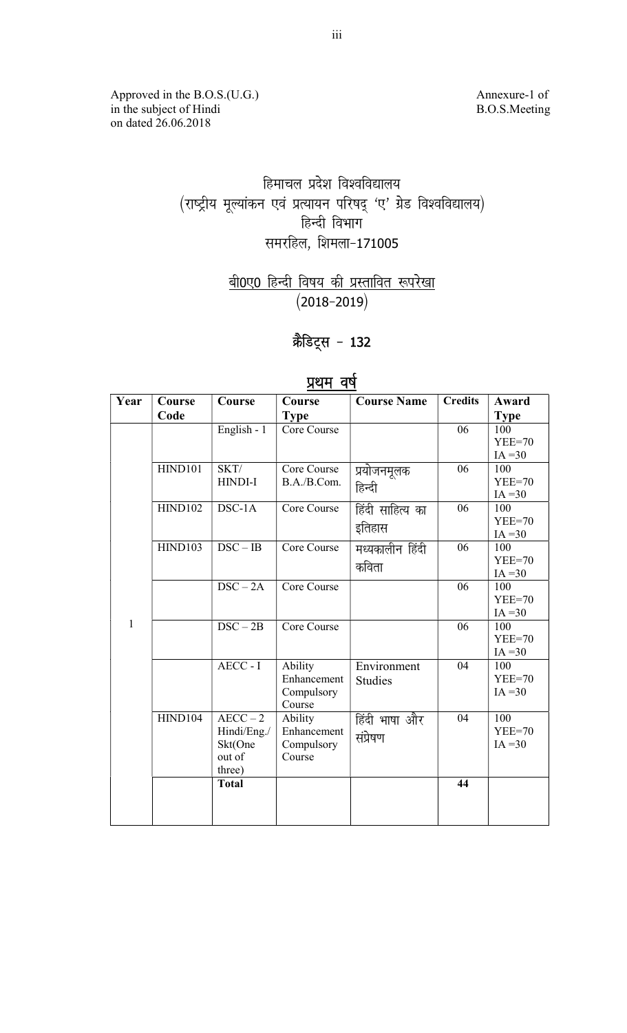Approved in the B.O.S.(U.G.)
in the subject of Hindi
on dated 26.06.2018

Annexure-1 of
B.O.S.Meeting

# हिमाचल प्रदेश विश्वविद्यालय
## (राष्ट्रीय मूल्यांकन एवं प्रत्यायन परिषद् 'ए' ग्रेड विश्वविद्यालय)
## हिन्दी विभाग
## समरहिल, शिमला-171005

## बी0ए0 हिन्दी विषय की प्रस्तावित रूपरेखा
## (2018-2019)

## क्रैडिट्स - 132

## प्रथम वर्ष

| Year | Course Code | Course | Course Type | Course Name | Credits | Award Type |
|---|---|---|---|---|---|---|
| 1 | | English - 1 | Core Course | | 06 | 100 YEE=70 IA =30 |
| | HIND101 | SKT/ HINDI-I | Core Course B.A./B.Com. | प्रयोजनमूलक हिन्दी | 06 | 100 YEE=70 IA =30 |
| | HIND102 | DSC-1A | Core Course | हिंदी साहित्य का इतिहास | 06 | 100 YEE=70 IA =30 |
| | HIND103 | DSC – IB | Core Course | मध्यकालीन हिंदी कविता | 06 | 100 YEE=70 IA =30 |
| | | DSC – 2A | Core Course | | 06 | 100 YEE=70 IA =30 |
| | | DSC – 2B | Core Course | | 06 | 100 YEE=70 IA =30 |
| | | AECC - I | Ability Enhancement Compulsory Course | Environment Studies | 04 | 100 YEE=70 IA =30 |
| | HIND104 | AECC – 2 Hindi/Eng./ Skt(One out of three) | Ability Enhancement Compulsory Course | हिंदी भाषा और संप्रेषण | 04 | 100 YEE=70 IA =30 |
| | | **Total** | | | **44** | |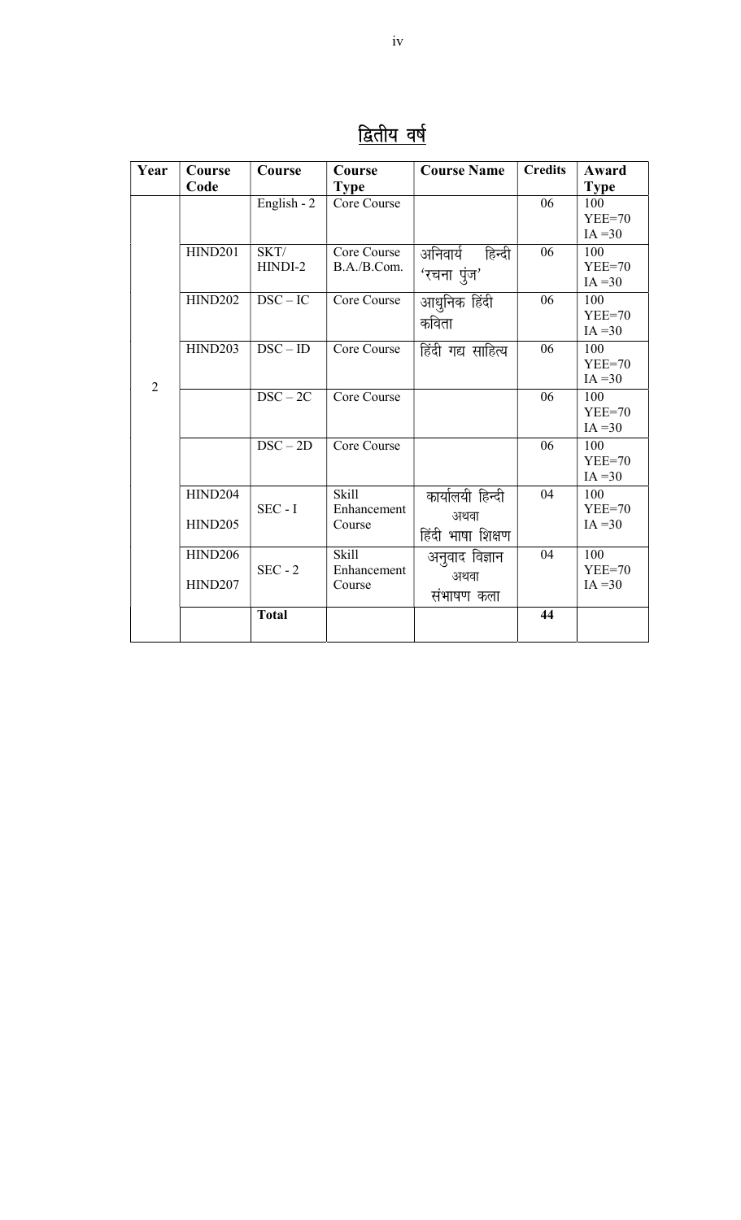## द्वितीय वर्ष

| Year | Course Code | Course | Course Type | Course Name | Credits | Award Type |
|---|---|---|---|---|---|---|
| 2 | | English - 2 | Core Course | | 06 | 100 YEE=70 IA =30 |
| | HIND201 | SKT/ HINDI-2 | Core Course B.A./B.Com. | अनिवार्य हिन्दी 'रचना पुंज' | 06 | 100 YEE=70 IA =30 |
| | HIND202 | DSC – IC | Core Course | आधुनिक हिंदी कविता | 06 | 100 YEE=70 IA =30 |
| | HIND203 | DSC – ID | Core Course | हिंदी गद्य साहित्य | 06 | 100 YEE=70 IA =30 |
| | | DSC – 2C | Core Course | | 06 | 100 YEE=70 IA =30 |
| | | DSC – 2D | Core Course | | 06 | 100 YEE=70 IA =30 |
| | HIND204 HIND205 | SEC - I | Skill Enhancement Course | कार्यालयी हिन्दी अथवा हिंदी भाषा शिक्षण | 04 | 100 YEE=70 IA =30 |
| | HIND206 HIND207 | SEC - 2 | Skill Enhancement Course | अनुवाद विज्ञान अथवा संभाषण कला | 04 | 100 YEE=70 IA =30 |
| | | **Total** | | | **44** | |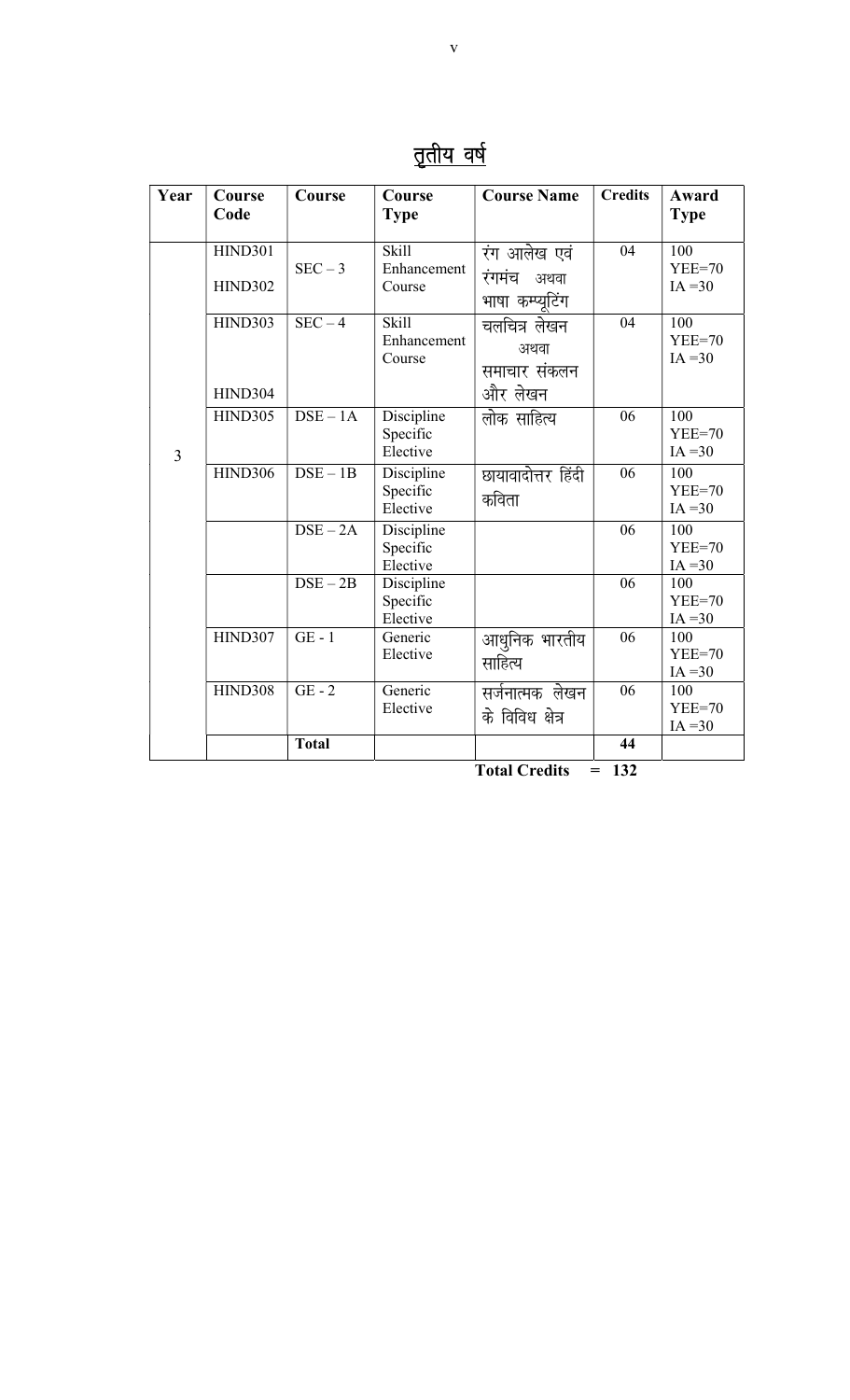# तृतीय वर्ष

| Year | Course Code | Course | Course Type | Course Name | Credits | Award Type |
|---|---|---|---|---|---|---|
| 3 | HIND301 HIND302 | SEC – 3 | Skill Enhancement Course | रंग आलेख एवं रंगमंच अथवा भाषा कम्प्यूटिंग | 04 | 100 YEE=70 IA =30 |
| | HIND303 HIND304 | SEC – 4 | Skill Enhancement Course | चलचित्र लेखन अथवा समाचार संकलन और लेखन | 04 | 100 YEE=70 IA =30 |
| | HIND305 | DSE – 1A | Discipline Specific Elective | लोक साहित्य | 06 | 100 YEE=70 IA =30 |
| | HIND306 | DSE – 1B | Discipline Specific Elective | छायावादोत्तर हिंदी कविता | 06 | 100 YEE=70 IA =30 |
| | | DSE – 2A | Discipline Specific Elective | | 06 | 100 YEE=70 IA =30 |
| | | DSE – 2B | Discipline Specific Elective | | 06 | 100 YEE=70 IA =30 |
| | HIND307 | GE - 1 | Generic Elective | आधुनिक भारतीय साहित्य | 06 | 100 YEE=70 IA =30 |
| | HIND308 | GE - 2 | Generic Elective | सर्जनात्मक लेखन के विविध क्षेत्र | 06 | 100 YEE=70 IA =30 |
| | | **Total** | | | **44** | |

**Total Credits = 132**